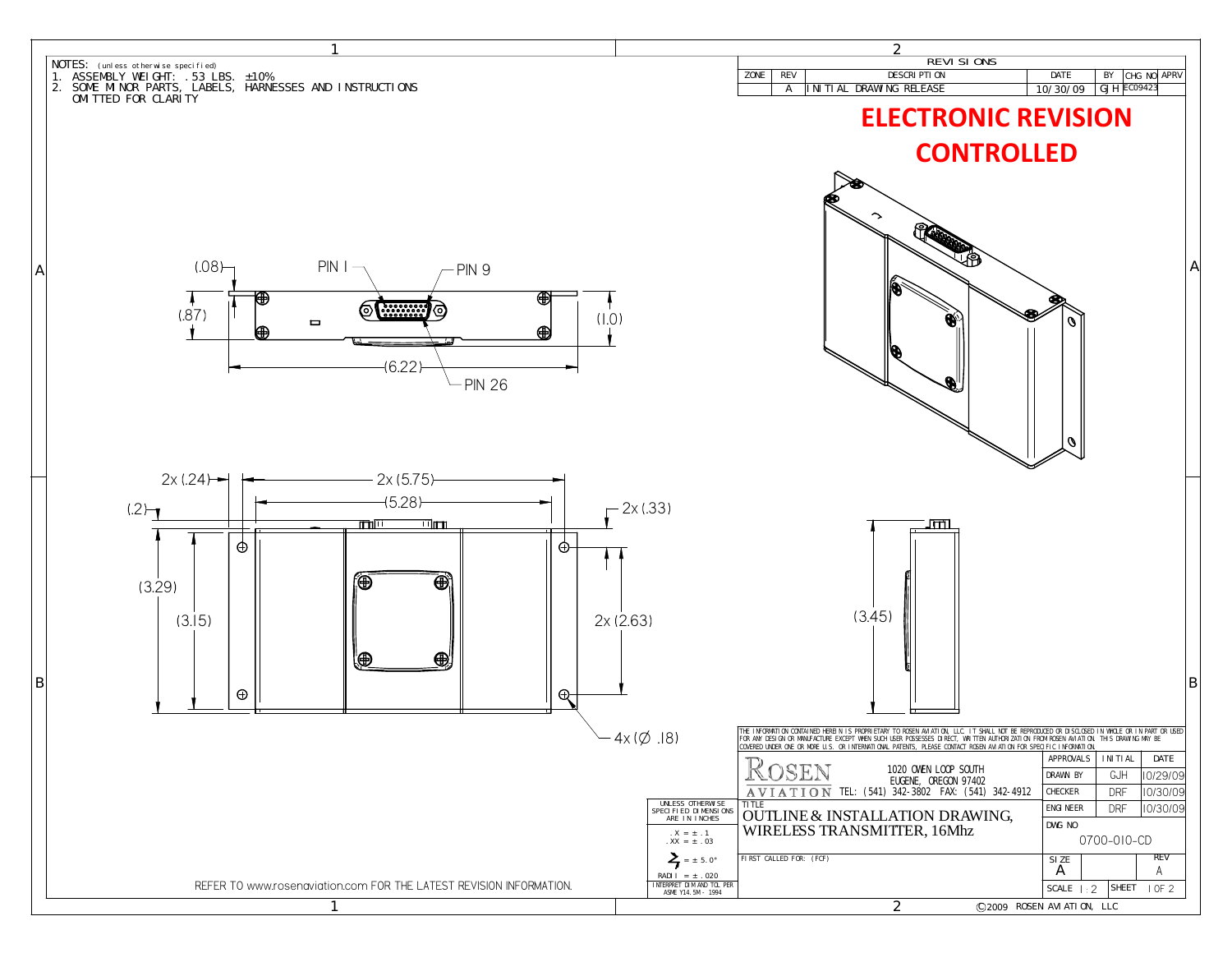NOTES: (unless otherwise specified)

1. ASSEMBLY WEIGHT: .53 LBS. ±10%
2. SOME MINOR PARTS, LABELS, HARNESSES AND INSTRUCTIONS OMITTED FOR CLARITY

## REVISIONS

| ZONE | REV | DESCRIPTION | DATE | BY | CHG NO | APRV |
|---|---|---|---|---|---|---|
| | A | INITIAL DRAWING RELEASE | 10/30/09 | GJH | EC09423 | |

**ELECTRONIC REVISION CONTROLLED**

(.08) PIN 1 PIN 9 (.87) (1.0) (6.22) PIN 26

2x (.24) 2x (5.75) (5.28) (.2) 2x (.33) (3.29) (3.15) 2x (2.63) 4x (Ø .18)

(3.45)

THE INFORMATION CONTAINED HEREIN IS PROPRIETARY TO ROSEN AVIATION, LLC. IT SHALL NOT BE REPRODUCED OR DISCLOSED IN WHOLE OR IN PART OR USED FOR ANY DESIGN OR MANUFACTURE EXCEPT WHEN SUCH USER POSSESSES DIRECT, WRITTEN AUTHORIZATION FROM ROSEN AVIATION. THIS DRAWING MAY BE COVERED UNDER ONE OR MORE U.S. OR INTERNATIONAL PATENTS, PLEASE CONTACT ROSEN AVIATION FOR SPECIFIC INFORMATION.

ROSEN AVIATION
1020 OWEN LOOP SOUTH
EUGENE, OREGON 97402
TEL: (541) 342-3802 FAX: (541) 342-4912

| APPROVALS | INITIAL | DATE |
|---|---|---|
| DRAWN BY | GJH | 10/29/09 |
| CHECKER | DRF | 10/30/09 |
| ENGINEER | DRF | 10/30/09 |

UNLESS OTHERWISE SPECIFIED DIMENSIONS ARE IN INCHES
.X = ± .1
.XX = ± .03
∠ = ± 5.0°
RADII = ± .020
INTERPRET DIM AND TOL PER ASME Y14.5M - 1994

TITLE: OUTLINE & INSTALLATION DRAWING, WIRELESS TRANSMITTER, 16Mhz

DWG NO: 0700-010-CD

FIRST CALLED FOR: (FCF)

SIZE: A | REV: A | SCALE: 1:2 | SHEET 1 OF 2

REFER TO www.rosenaviation.com FOR THE LATEST REVISION INFORMATION.

©2009 ROSEN AVIATION, LLC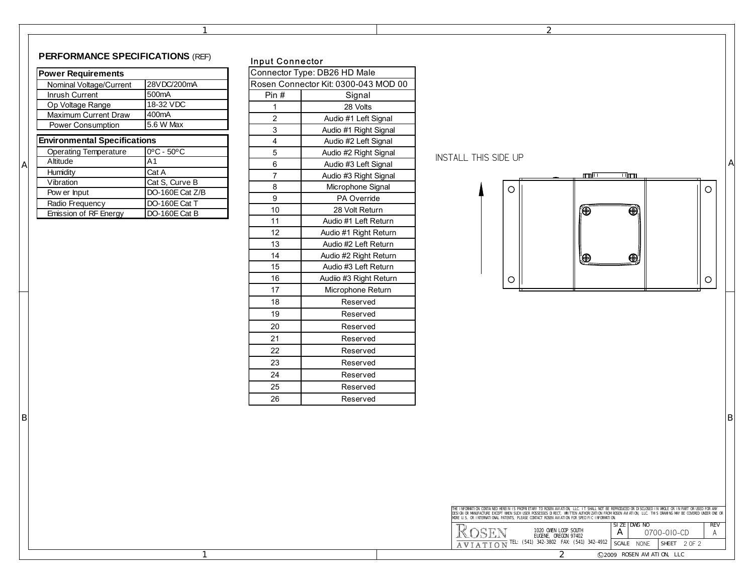## PERFORMANCE SPECIFICATIONS (REF)

| Power Requirements | |
|---|---|
| Nominal Voltage/Current | 28VDC/200mA |
| Inrush Current | 500mA |
| Op Voltage Range | 18-32 VDC |
| Maximum Current Draw | 400mA |
| Power Consumption | 5.6 W Max |

| Environmental Specifications | |
|---|---|
| Operating Temperature | 0ºC - 50ºC |
| Altitude | A1 |
| Humidity | Cat A |
| Vibration | Cat S, Curve B |
| Power Input | DO-160E Cat Z/B |
| Radio Frequency | DO-160E Cat T |
| Emission of RF Energy | DO-160E Cat B |

## Input Connector

| Connector Type: DB26 HD Male | |
|---|---|
| Rosen Connector Kit: 0300-043 MOD 00 | |
| Pin # | Signal |
| 1 | 28 Volts |
| 2 | Audio #1 Left Signal |
| 3 | Audio #1 Right Signal |
| 4 | Audio #2 Left Signal |
| 5 | Audio #2 Right Signal |
| 6 | Audio #3 Left Signal |
| 7 | Audio #3 Right Signal |
| 8 | Microphone Signal |
| 9 | PA Override |
| 10 | 28 Volt Return |
| 11 | Audio #1 Left Return |
| 12 | Audio #1 Right Return |
| 13 | Audio #2 Left Return |
| 14 | Audio #2 Right Return |
| 15 | Audio #3 Left Return |
| 16 | Audiio #3 Right Return |
| 17 | Microphone Return |
| 18 | Reserved |
| 19 | Reserved |
| 20 | Reserved |
| 21 | Reserved |
| 22 | Reserved |
| 23 | Reserved |
| 24 | Reserved |
| 25 | Reserved |
| 26 | Reserved |

INSTALL THIS SIDE UP

THE INFORMATION CONTAINED HEREIN IS PROPRIETARY TO ROSEN AVIATION, LLC. IT SHALL NOT BE REPRODUCED OR DISCLOSED IN WHOLE OR IN PART OR USED FOR ANY DESIGN OR MANUFACTURE EXCEPT WHEN SUCH USER POSSESSES DIRECT, WRITTEN AUTHORIZATION FROM ROSEN AVIATION, LLC. THIS DRAWING MAY BE COVERED UNDER ONE OR MORE U.S. OR INTERNATIONAL PATENTS, PLEASE CONTACT ROSEN AVIATION FOR SPECIFIC INFORMATION.

ROSEN AVIATION
1020 OWEN LOOP SOUTH
EUGENE, OREGON 97402
TEL: (541) 342-3802 FAX: (541) 342-4912

| SIZE | DWG NO | REV |
|---|---|---|
| A | 0700-010-CD | A |
| SCALE NONE | SHEET 2 OF 2 | |

©2009 ROSEN AVIATION, LLC